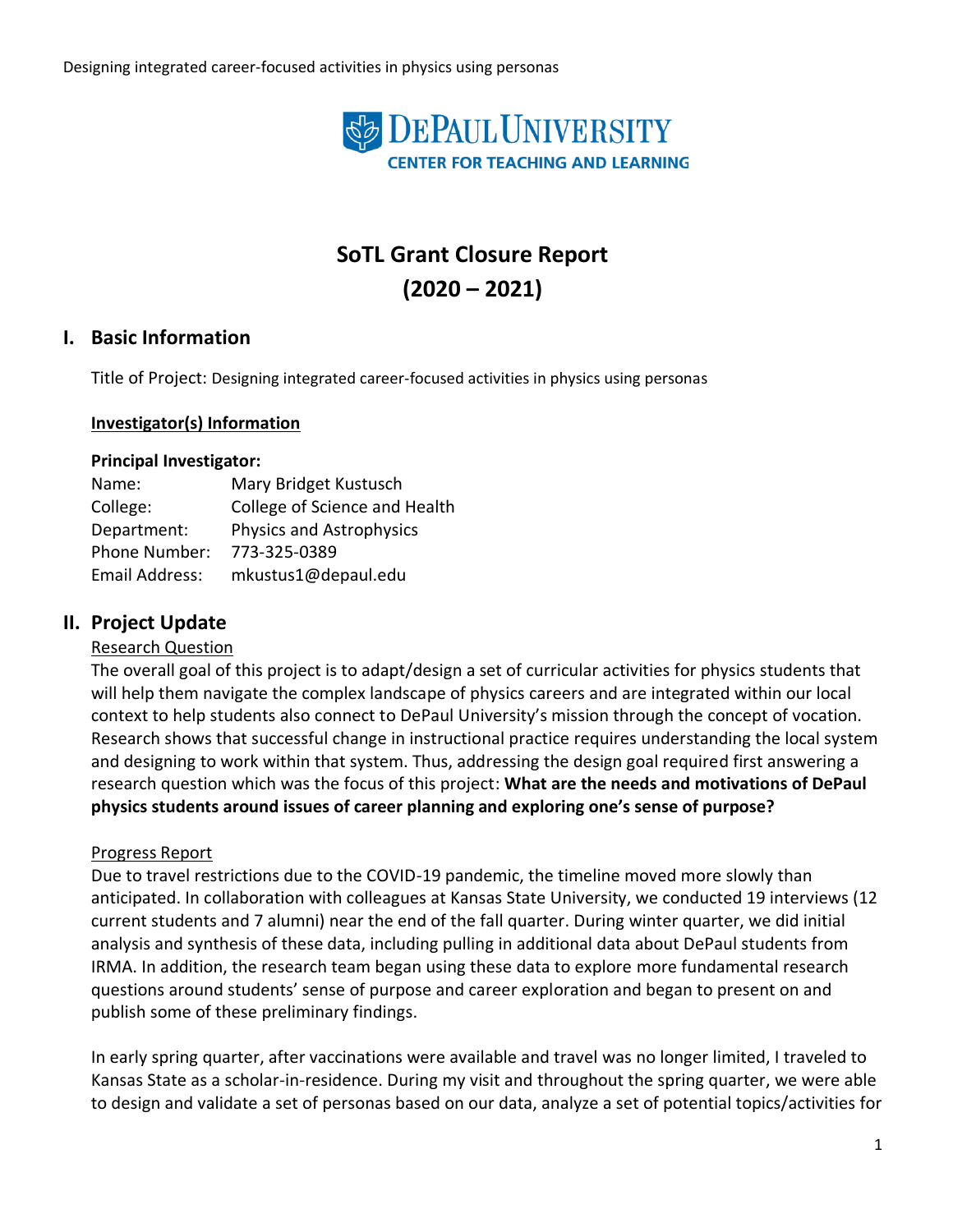DePaul University Center for Teaching and Learning

# SoTL Grant Closure Report
# (2020 – 2021)

## I. Basic Information

Title of Project: Designing integrated career-focused activities in physics using personas

**Investigator(s) Information**

**Principal Investigator:**

Name: Mary Bridget Kustusch
College: College of Science and Health
Department: Physics and Astrophysics
Phone Number: 773-325-0389
Email Address: mkustus1@depaul.edu

## II. Project Update

Research Question

The overall goal of this project is to adapt/design a set of curricular activities for physics students that will help them navigate the complex landscape of physics careers and are integrated within our local context to help students also connect to DePaul University's mission through the concept of vocation. Research shows that successful change in instructional practice requires understanding the local system and designing to work within that system. Thus, addressing the design goal required first answering a research question which was the focus of this project: **What are the needs and motivations of DePaul physics students around issues of career planning and exploring one's sense of purpose?**

Progress Report

Due to travel restrictions due to the COVID-19 pandemic, the timeline moved more slowly than anticipated. In collaboration with colleagues at Kansas State University, we conducted 19 interviews (12 current students and 7 alumni) near the end of the fall quarter. During winter quarter, we did initial analysis and synthesis of these data, including pulling in additional data about DePaul students from IRMA. In addition, the research team began using these data to explore more fundamental research questions around students' sense of purpose and career exploration and began to present on and publish some of these preliminary findings.

In early spring quarter, after vaccinations were available and travel was no longer limited, I traveled to Kansas State as a scholar-in-residence. During my visit and throughout the spring quarter, we were able to design and validate a set of personas based on our data, analyze a set of potential topics/activities for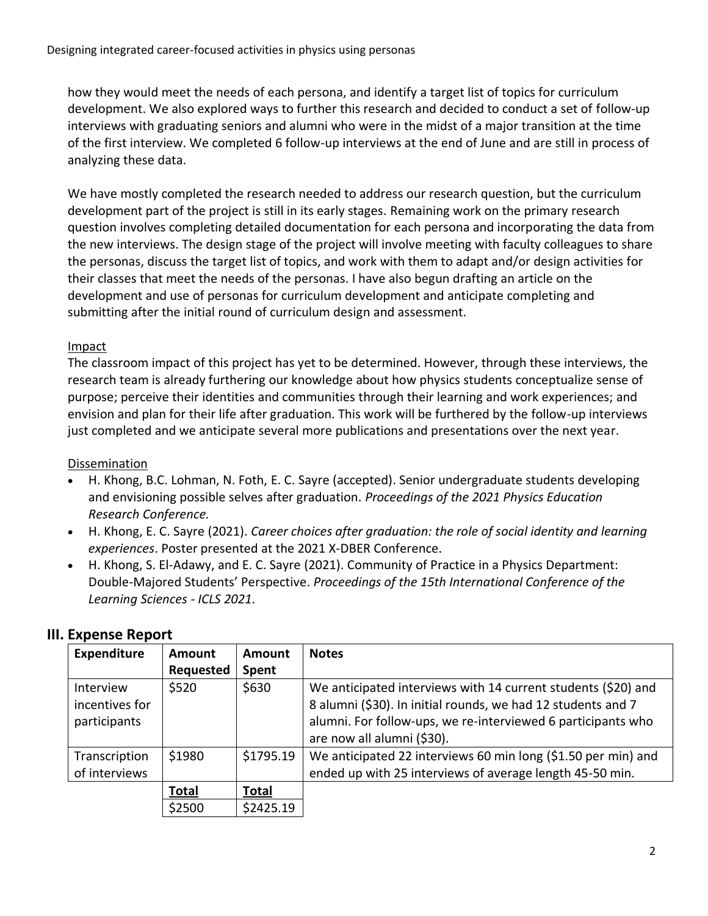how they would meet the needs of each persona, and identify a target list of topics for curriculum development. We also explored ways to further this research and decided to conduct a set of follow-up interviews with graduating seniors and alumni who were in the midst of a major transition at the time of the first interview. We completed 6 follow-up interviews at the end of June and are still in process of analyzing these data.

We have mostly completed the research needed to address our research question, but the curriculum development part of the project is still in its early stages. Remaining work on the primary research question involves completing detailed documentation for each persona and incorporating the data from the new interviews. The design stage of the project will involve meeting with faculty colleagues to share the personas, discuss the target list of topics, and work with them to adapt and/or design activities for their classes that meet the needs of the personas. I have also begun drafting an article on the development and use of personas for curriculum development and anticipate completing and submitting after the initial round of curriculum design and assessment.

Impact

The classroom impact of this project has yet to be determined. However, through these interviews, the research team is already furthering our knowledge about how physics students conceptualize sense of purpose; perceive their identities and communities through their learning and work experiences; and envision and plan for their life after graduation. This work will be furthered by the follow-up interviews just completed and we anticipate several more publications and presentations over the next year.

Dissemination

- H. Khong, B.C. Lohman, N. Foth, E. C. Sayre (accepted). Senior undergraduate students developing and envisioning possible selves after graduation. *Proceedings of the 2021 Physics Education Research Conference.*
- H. Khong, E. C. Sayre (2021). *Career choices after graduation: the role of social identity and learning experiences*. Poster presented at the 2021 X-DBER Conference.
- H. Khong, S. El-Adawy, and E. C. Sayre (2021). Community of Practice in a Physics Department: Double-Majored Students' Perspective. *Proceedings of the 15th International Conference of the Learning Sciences - ICLS 2021*.

## III. Expense Report

| Expenditure | Amount Requested | Amount Spent | Notes |
|---|---|---|---|
| Interview incentives for participants | $520 | $630 | We anticipated interviews with 14 current students ($20) and 8 alumni ($30). In initial rounds, we had 12 students and 7 alumni. For follow-ups, we re-interviewed 6 participants who are now all alumni ($30). |
| Transcription of interviews | $1980 | $1795.19 | We anticipated 22 interviews 60 min long ($1.50 per min) and ended up with 25 interviews of average length 45-50 min. |
| | **Total** | **Total** | |
| | $2500 | $2425.19 | |